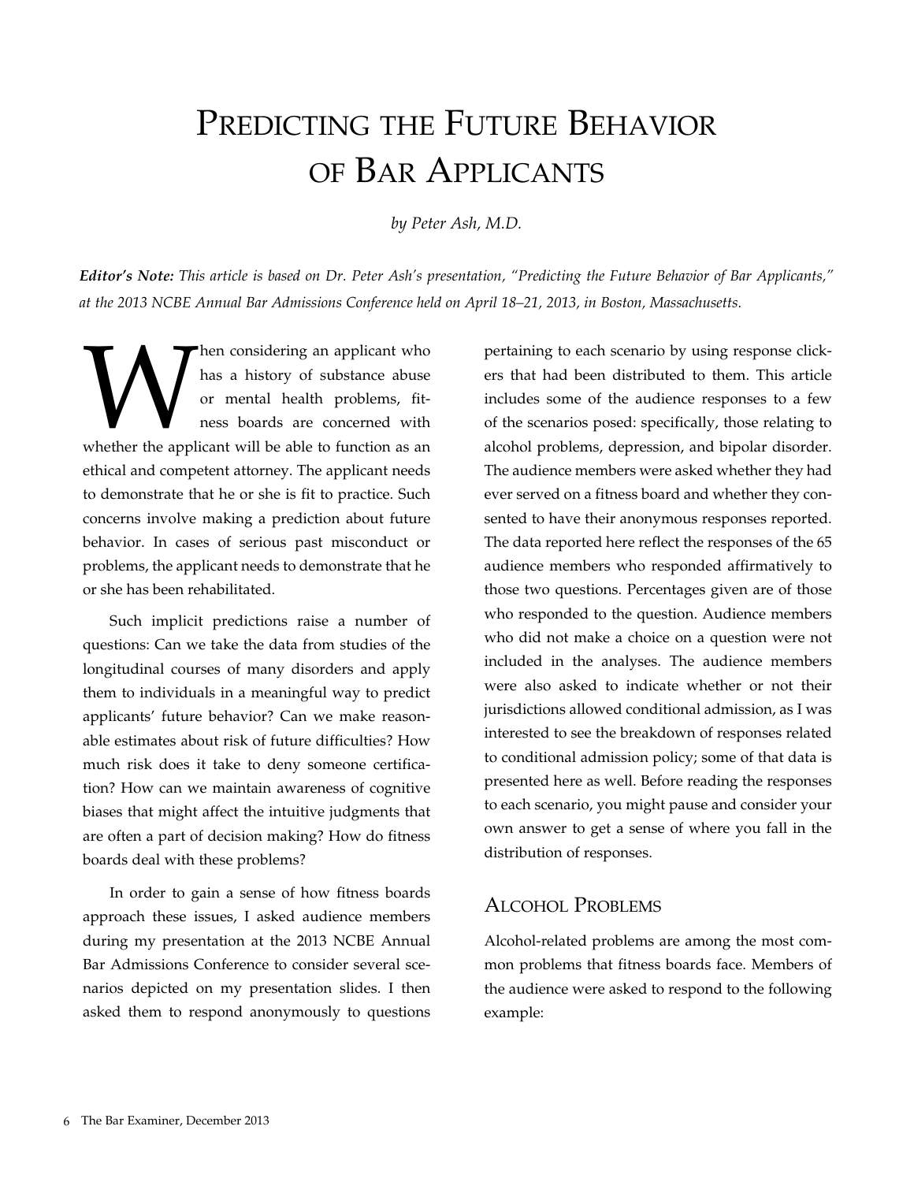# Predicting the Future Behavior of Bar Applicants

*by Peter Ash, M.D.*

***Editor's Note:*** *This article is based on Dr. Peter Ash's presentation, "Predicting the Future Behavior of Bar Applicants," at the 2013 NCBE Annual Bar Admissions Conference held on April 18–21, 2013, in Boston, Massachusetts.*

When considering an applicant who has a history of substance abuse or mental health problems, fitness boards are concerned with whether the applicant will be able to function as an ethical and competent attorney. The applicant needs to demonstrate that he or she is fit to practice. Such concerns involve making a prediction about future behavior. In cases of serious past misconduct or problems, the applicant needs to demonstrate that he or she has been rehabilitated.

Such implicit predictions raise a number of questions: Can we take the data from studies of the longitudinal courses of many disorders and apply them to individuals in a meaningful way to predict applicants' future behavior? Can we make reasonable estimates about risk of future difficulties? How much risk does it take to deny someone certification? How can we maintain awareness of cognitive biases that might affect the intuitive judgments that are often a part of decision making? How do fitness boards deal with these problems?

In order to gain a sense of how fitness boards approach these issues, I asked audience members during my presentation at the 2013 NCBE Annual Bar Admissions Conference to consider several scenarios depicted on my presentation slides. I then asked them to respond anonymously to questions pertaining to each scenario by using response clickers that had been distributed to them. This article includes some of the audience responses to a few of the scenarios posed: specifically, those relating to alcohol problems, depression, and bipolar disorder. The audience members were asked whether they had ever served on a fitness board and whether they consented to have their anonymous responses reported. The data reported here reflect the responses of the 65 audience members who responded affirmatively to those two questions. Percentages given are of those who responded to the question. Audience members who did not make a choice on a question were not included in the analyses. The audience members were also asked to indicate whether or not their jurisdictions allowed conditional admission, as I was interested to see the breakdown of responses related to conditional admission policy; some of that data is presented here as well. Before reading the responses to each scenario, you might pause and consider your own answer to get a sense of where you fall in the distribution of responses.

## Alcohol Problems

Alcohol-related problems are among the most common problems that fitness boards face. Members of the audience were asked to respond to the following example: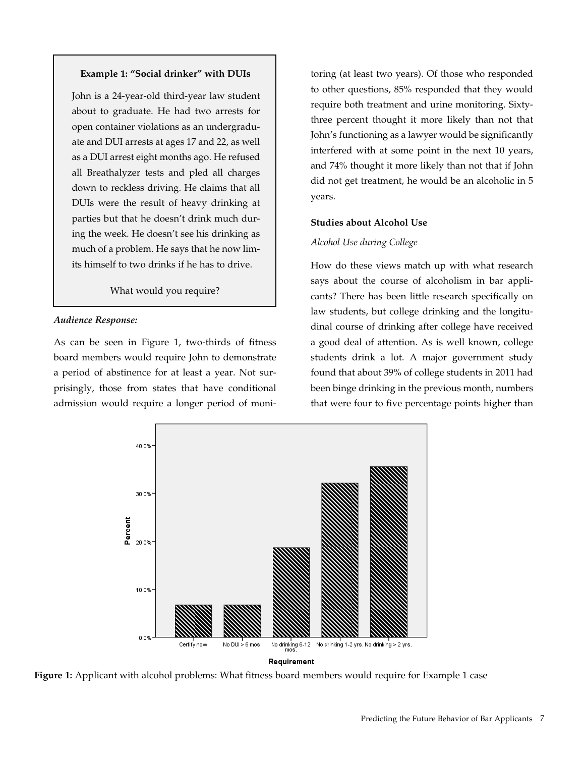**Example 1: "Social drinker" with DUIs**

John is a 24-year-old third-year law student about to graduate. He had two arrests for open container violations as an undergraduate and DUI arrests at ages 17 and 22, as well as a DUI arrest eight months ago. He refused all Breathalyzer tests and pled all charges down to reckless driving. He claims that all DUIs were the result of heavy drinking at parties but that he doesn't drink much during the week. He doesn't see his drinking as much of a problem. He says that he now limits himself to two drinks if he has to drive.

What would you require?

*Audience Response:*

As can be seen in Figure 1, two-thirds of fitness board members would require John to demonstrate a period of abstinence for at least a year. Not surprisingly, those from states that have conditional admission would require a longer period of monitoring (at least two years). Of those who responded to other questions, 85% responded that they would require both treatment and urine monitoring. Sixty-three percent thought it more likely than not that John's functioning as a lawyer would be significantly interfered with at some point in the next 10 years, and 74% thought it more likely than not that if John did not get treatment, he would be an alcoholic in 5 years.

### Studies about Alcohol Use

*Alcohol Use during College*

How do these views match up with what research says about the course of alcoholism in bar applicants? There has been little research specifically on law students, but college drinking and the longitudinal course of drinking after college have received a good deal of attention. As is well known, college students drink a lot. A major government study found that about 39% of college students in 2011 had been binge drinking in the previous month, numbers that were four to five percentage points higher than

**Figure 1:** Applicant with alcohol problems: What fitness board members would require for Example 1 case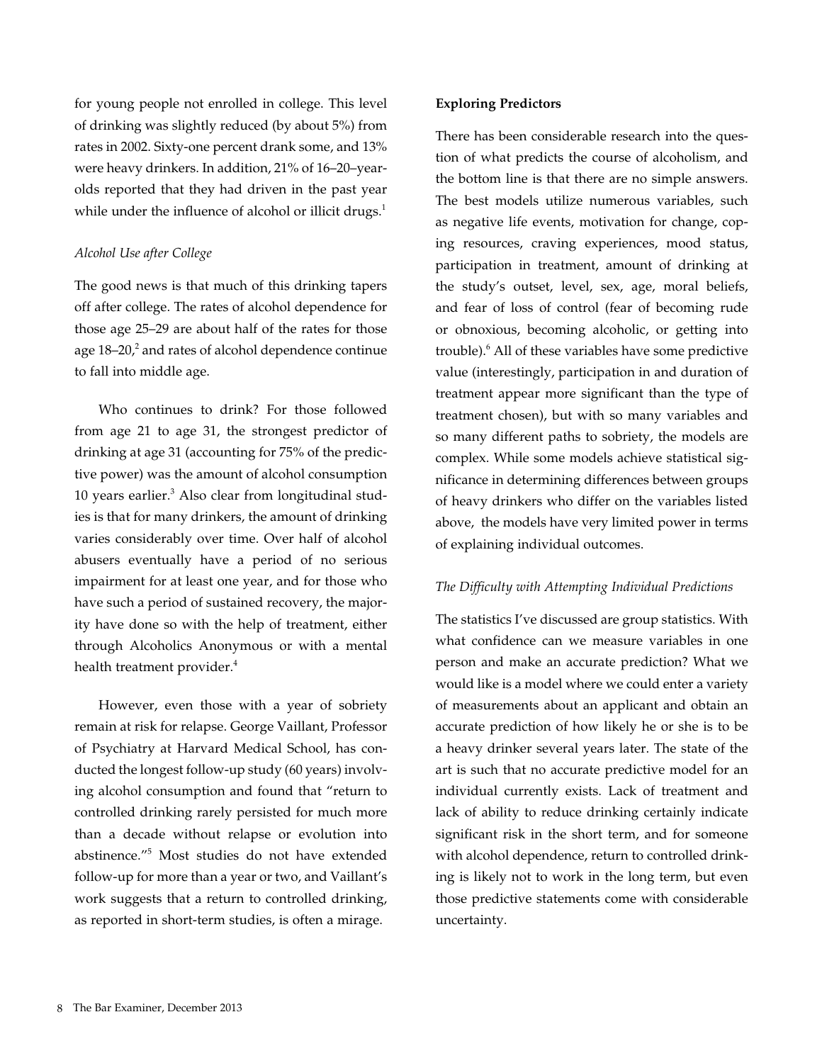for young people not enrolled in college. This level of drinking was slightly reduced (by about 5%) from rates in 2002. Sixty-one percent drank some, and 13% were heavy drinkers. In addition, 21% of 16–20–year-olds reported that they had driven in the past year while under the influence of alcohol or illicit drugs.[1]

*Alcohol Use after College*

The good news is that much of this drinking tapers off after college. The rates of alcohol dependence for those age 25–29 are about half of the rates for those age 18–20,[2] and rates of alcohol dependence continue to fall into middle age.

Who continues to drink? For those followed from age 21 to age 31, the strongest predictor of drinking at age 31 (accounting for 75% of the predictive power) was the amount of alcohol consumption 10 years earlier.[3] Also clear from longitudinal studies is that for many drinkers, the amount of drinking varies considerably over time. Over half of alcohol abusers eventually have a period of no serious impairment for at least one year, and for those who have such a period of sustained recovery, the majority have done so with the help of treatment, either through Alcoholics Anonymous or with a mental health treatment provider.[4]

However, even those with a year of sobriety remain at risk for relapse. George Vaillant, Professor of Psychiatry at Harvard Medical School, has conducted the longest follow-up study (60 years) involving alcohol consumption and found that "return to controlled drinking rarely persisted for much more than a decade without relapse or evolution into abstinence."[5] Most studies do not have extended follow-up for more than a year or two, and Vaillant's work suggests that a return to controlled drinking, as reported in short-term studies, is often a mirage.

**Exploring Predictors**

There has been considerable research into the question of what predicts the course of alcoholism, and the bottom line is that there are no simple answers. The best models utilize numerous variables, such as negative life events, motivation for change, coping resources, craving experiences, mood status, participation in treatment, amount of drinking at the study's outset, level, sex, age, moral beliefs, and fear of loss of control (fear of becoming rude or obnoxious, becoming alcoholic, or getting into trouble).[6] All of these variables have some predictive value (interestingly, participation in and duration of treatment appear more significant than the type of treatment chosen), but with so many variables and so many different paths to sobriety, the models are complex. While some models achieve statistical significance in determining differences between groups of heavy drinkers who differ on the variables listed above, the models have very limited power in terms of explaining individual outcomes.

*The Difficulty with Attempting Individual Predictions*

The statistics I've discussed are group statistics. With what confidence can we measure variables in one person and make an accurate prediction? What we would like is a model where we could enter a variety of measurements about an applicant and obtain an accurate prediction of how likely he or she is to be a heavy drinker several years later. The state of the art is such that no accurate predictive model for an individual currently exists. Lack of treatment and lack of ability to reduce drinking certainly indicate significant risk in the short term, and for someone with alcohol dependence, return to controlled drinking is likely not to work in the long term, but even those predictive statements come with considerable uncertainty.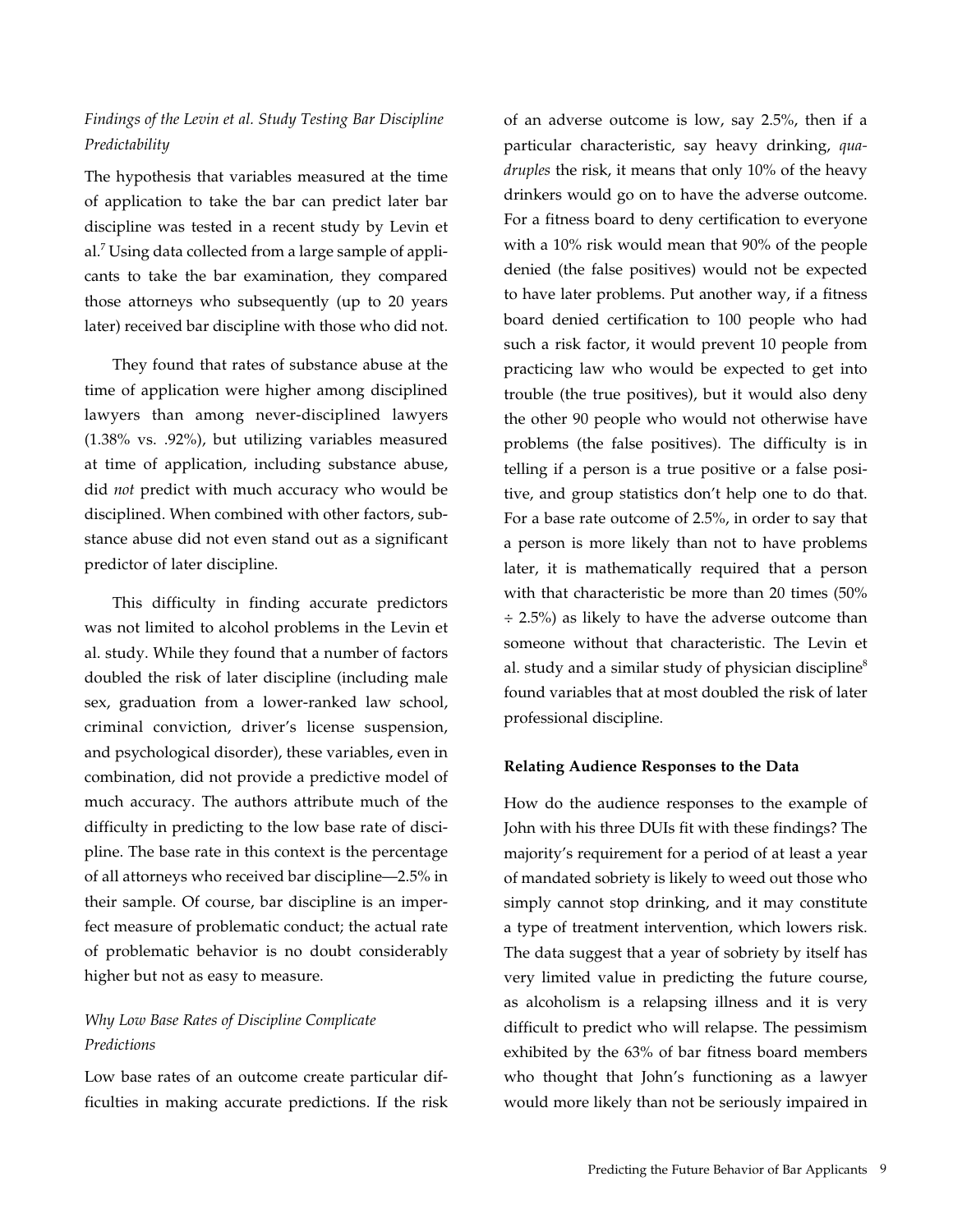*Findings of the Levin et al. Study Testing Bar Discipline Predictability*

The hypothesis that variables measured at the time of application to take the bar can predict later bar discipline was tested in a recent study by Levin et al.[7] Using data collected from a large sample of applicants to take the bar examination, they compared those attorneys who subsequently (up to 20 years later) received bar discipline with those who did not.

They found that rates of substance abuse at the time of application were higher among disciplined lawyers than among never-disciplined lawyers (1.38% vs. .92%), but utilizing variables measured at time of application, including substance abuse, did *not* predict with much accuracy who would be disciplined. When combined with other factors, substance abuse did not even stand out as a significant predictor of later discipline.

This difficulty in finding accurate predictors was not limited to alcohol problems in the Levin et al. study. While they found that a number of factors doubled the risk of later discipline (including male sex, graduation from a lower-ranked law school, criminal conviction, driver's license suspension, and psychological disorder), these variables, even in combination, did not provide a predictive model of much accuracy. The authors attribute much of the difficulty in predicting to the low base rate of discipline. The base rate in this context is the percentage of all attorneys who received bar discipline—2.5% in their sample. Of course, bar discipline is an imperfect measure of problematic conduct; the actual rate of problematic behavior is no doubt considerably higher but not as easy to measure.

*Why Low Base Rates of Discipline Complicate Predictions*

Low base rates of an outcome create particular difficulties in making accurate predictions. If the risk of an adverse outcome is low, say 2.5%, then if a particular characteristic, say heavy drinking, *quadruples* the risk, it means that only 10% of the heavy drinkers would go on to have the adverse outcome. For a fitness board to deny certification to everyone with a 10% risk would mean that 90% of the people denied (the false positives) would not be expected to have later problems. Put another way, if a fitness board denied certification to 100 people who had such a risk factor, it would prevent 10 people from practicing law who would be expected to get into trouble (the true positives), but it would also deny the other 90 people who would not otherwise have problems (the false positives). The difficulty is in telling if a person is a true positive or a false positive, and group statistics don't help one to do that. For a base rate outcome of 2.5%, in order to say that a person is more likely than not to have problems later, it is mathematically required that a person with that characteristic be more than 20 times (50% ÷ 2.5%) as likely to have the adverse outcome than someone without that characteristic. The Levin et al. study and a similar study of physician discipline[8] found variables that at most doubled the risk of later professional discipline.

**Relating Audience Responses to the Data**

How do the audience responses to the example of John with his three DUIs fit with these findings? The majority's requirement for a period of at least a year of mandated sobriety is likely to weed out those who simply cannot stop drinking, and it may constitute a type of treatment intervention, which lowers risk. The data suggest that a year of sobriety by itself has very limited value in predicting the future course, as alcoholism is a relapsing illness and it is very difficult to predict who will relapse. The pessimism exhibited by the 63% of bar fitness board members who thought that John's functioning as a lawyer would more likely than not be seriously impaired in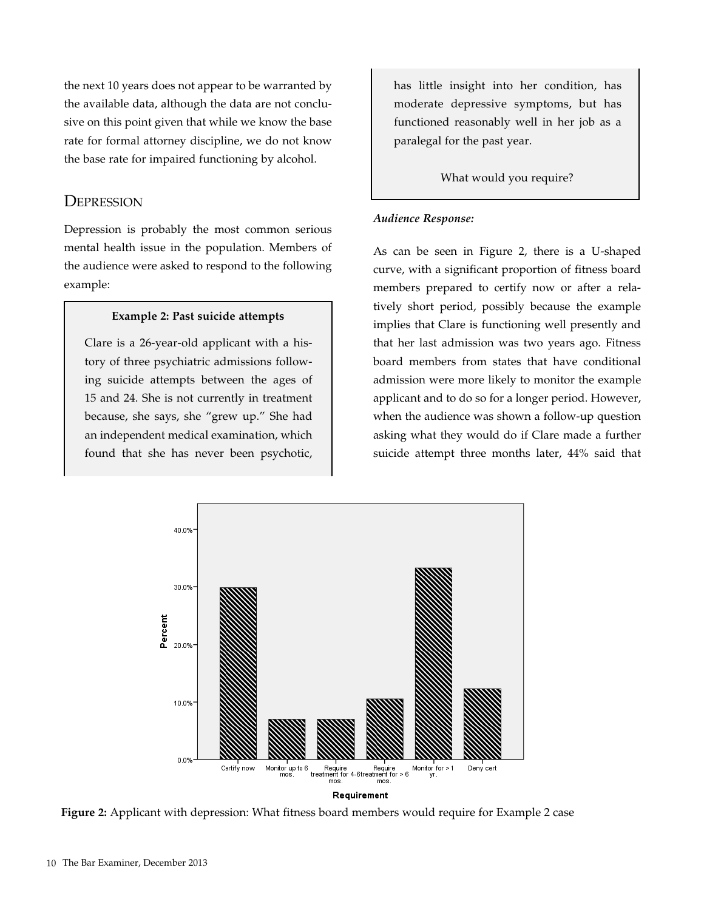the next 10 years does not appear to be warranted by the available data, although the data are not conclusive on this point given that while we know the base rate for formal attorney discipline, we do not know the base rate for impaired functioning by alcohol.

## Depression

Depression is probably the most common serious mental health issue in the population. Members of the audience were asked to respond to the following example:

> **Example 2: Past suicide attempts**
>
> Clare is a 26-year-old applicant with a history of three psychiatric admissions following suicide attempts between the ages of 15 and 24. She is not currently in treatment because, she says, she "grew up." She had an independent medical examination, which found that she has never been psychotic, has little insight into her condition, has moderate depressive symptoms, but has functioned reasonably well in her job as a paralegal for the past year.
>
> What would you require?

***Audience Response:***

As can be seen in Figure 2, there is a U-shaped curve, with a significant proportion of fitness board members prepared to certify now or after a relatively short period, possibly because the example implies that Clare is functioning well presently and that her last admission was two years ago. Fitness board members from states that have conditional admission were more likely to monitor the example applicant and to do so for a longer period. However, when the audience was shown a follow-up question asking what they would do if Clare made a further suicide attempt three months later, 44% said that

**Figure 2:** Applicant with depression: What fitness board members would require for Example 2 case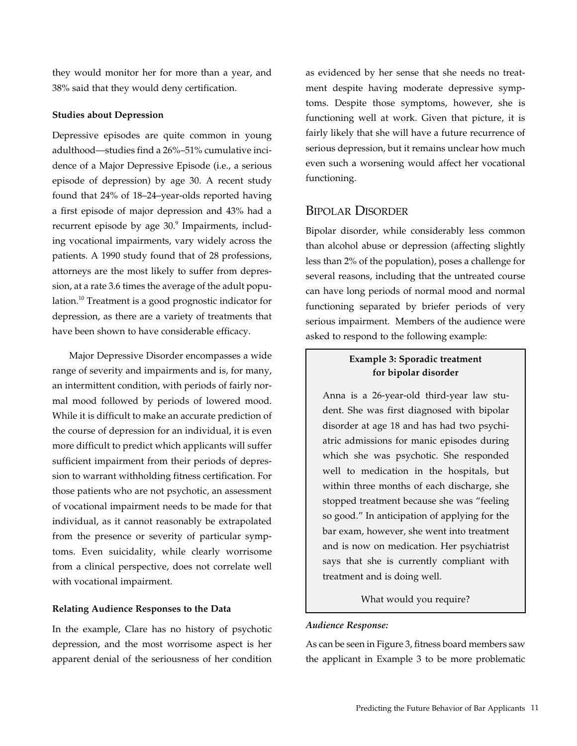they would monitor her for more than a year, and 38% said that they would deny certification.

**Studies about Depression**

Depressive episodes are quite common in young adulthood—studies find a 26%–51% cumulative incidence of a Major Depressive Episode (i.e., a serious episode of depression) by age 30. A recent study found that 24% of 18–24–year-olds reported having a first episode of major depression and 43% had a recurrent episode by age 30.[9] Impairments, including vocational impairments, vary widely across the patients. A 1990 study found that of 28 professions, attorneys are the most likely to suffer from depression, at a rate 3.6 times the average of the adult population.[10] Treatment is a good prognostic indicator for depression, as there are a variety of treatments that have been shown to have considerable efficacy.

Major Depressive Disorder encompasses a wide range of severity and impairments and is, for many, an intermittent condition, with periods of fairly normal mood followed by periods of lowered mood. While it is difficult to make an accurate prediction of the course of depression for an individual, it is even more difficult to predict which applicants will suffer sufficient impairment from their periods of depression to warrant withholding fitness certification. For those patients who are not psychotic, an assessment of vocational impairment needs to be made for that individual, as it cannot reasonably be extrapolated from the presence or severity of particular symptoms. Even suicidality, while clearly worrisome from a clinical perspective, does not correlate well with vocational impairment.

**Relating Audience Responses to the Data**

In the example, Clare has no history of psychotic depression, and the most worrisome aspect is her apparent denial of the seriousness of her condition as evidenced by her sense that she needs no treatment despite having moderate depressive symptoms. Despite those symptoms, however, she is functioning well at work. Given that picture, it is fairly likely that she will have a future recurrence of serious depression, but it remains unclear how much even such a worsening would affect her vocational functioning.

## Bipolar Disorder

Bipolar disorder, while considerably less common than alcohol abuse or depression (affecting slightly less than 2% of the population), poses a challenge for several reasons, including that the untreated course can have long periods of normal mood and normal functioning separated by briefer periods of very serious impairment. Members of the audience were asked to respond to the following example:

> **Example 3: Sporadic treatment for bipolar disorder**
>
> Anna is a 26-year-old third-year law student. She was first diagnosed with bipolar disorder at age 18 and has had two psychiatric admissions for manic episodes during which she was psychotic. She responded well to medication in the hospitals, but within three months of each discharge, she stopped treatment because she was "feeling so good." In anticipation of applying for the bar exam, however, she went into treatment and is now on medication. Her psychiatrist says that she is currently compliant with treatment and is doing well.
>
> What would you require?

***Audience Response:***

As can be seen in Figure 3, fitness board members saw the applicant in Example 3 to be more problematic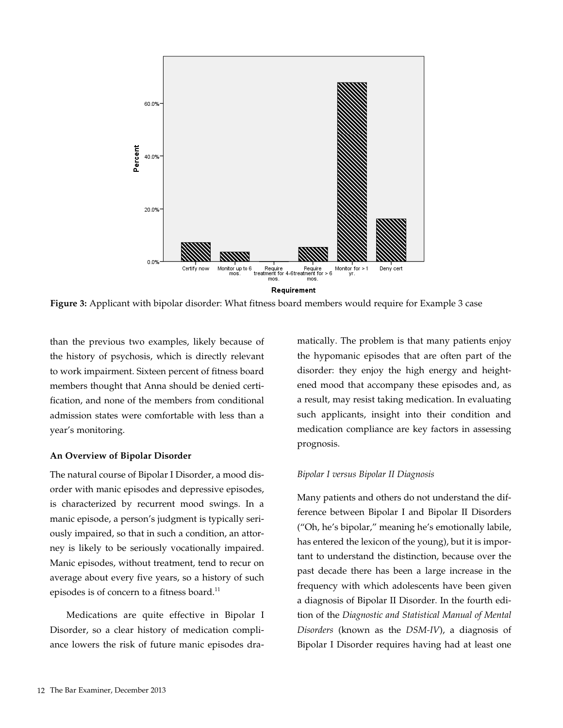**Figure 3:** Applicant with bipolar disorder: What fitness board members would require for Example 3 case

than the previous two examples, likely because of the history of psychosis, which is directly relevant to work impairment. Sixteen percent of fitness board members thought that Anna should be denied certification, and none of the members from conditional admission states were comfortable with less than a year's monitoring.

**An Overview of Bipolar Disorder**

The natural course of Bipolar I Disorder, a mood disorder with manic episodes and depressive episodes, is characterized by recurrent mood swings. In a manic episode, a person's judgment is typically seriously impaired, so that in such a condition, an attorney is likely to be seriously vocationally impaired. Manic episodes, without treatment, tend to recur on average about every five years, so a history of such episodes is of concern to a fitness board.[11]

Medications are quite effective in Bipolar I Disorder, so a clear history of medication compliance lowers the risk of future manic episodes dramatically. The problem is that many patients enjoy the hypomanic episodes that are often part of the disorder: they enjoy the high energy and heightened mood that accompany these episodes and, as a result, may resist taking medication. In evaluating such applicants, insight into their condition and medication compliance are key factors in assessing prognosis.

*Bipolar I versus Bipolar II Diagnosis*

Many patients and others do not understand the difference between Bipolar I and Bipolar II Disorders ("Oh, he's bipolar," meaning he's emotionally labile, has entered the lexicon of the young), but it is important to understand the distinction, because over the past decade there has been a large increase in the frequency with which adolescents have been given a diagnosis of Bipolar II Disorder. In the fourth edition of the *Diagnostic and Statistical Manual of Mental Disorders* (known as the *DSM-IV*), a diagnosis of Bipolar I Disorder requires having had at least one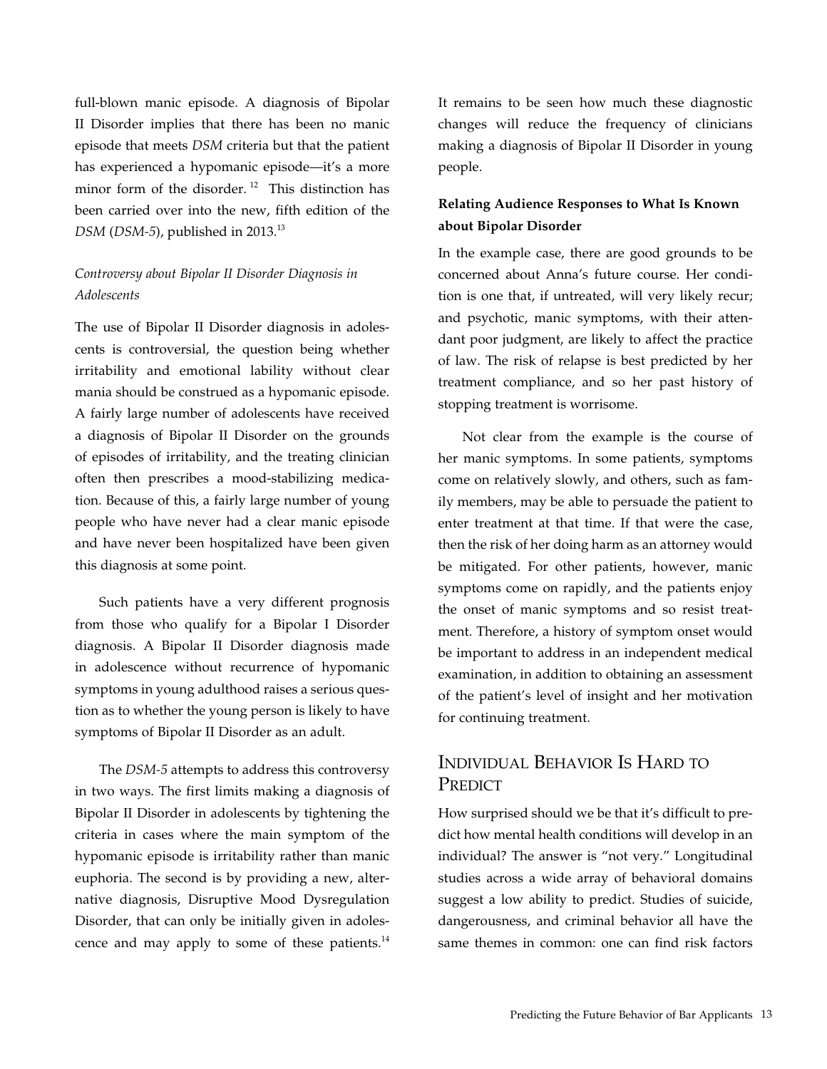full-blown manic episode. A diagnosis of Bipolar II Disorder implies that there has been no manic episode that meets *DSM* criteria but that the patient has experienced a hypomanic episode—it's a more minor form of the disorder.[12] This distinction has been carried over into the new, fifth edition of the *DSM* (*DSM-5*), published in 2013.[13]

*Controversy about Bipolar II Disorder Diagnosis in Adolescents*

The use of Bipolar II Disorder diagnosis in adolescents is controversial, the question being whether irritability and emotional lability without clear mania should be construed as a hypomanic episode. A fairly large number of adolescents have received a diagnosis of Bipolar II Disorder on the grounds of episodes of irritability, and the treating clinician often then prescribes a mood-stabilizing medication. Because of this, a fairly large number of young people who have never had a clear manic episode and have never been hospitalized have been given this diagnosis at some point.

Such patients have a very different prognosis from those who qualify for a Bipolar I Disorder diagnosis. A Bipolar II Disorder diagnosis made in adolescence without recurrence of hypomanic symptoms in young adulthood raises a serious question as to whether the young person is likely to have symptoms of Bipolar II Disorder as an adult.

The *DSM-5* attempts to address this controversy in two ways. The first limits making a diagnosis of Bipolar II Disorder in adolescents by tightening the criteria in cases where the main symptom of the hypomanic episode is irritability rather than manic euphoria. The second is by providing a new, alternative diagnosis, Disruptive Mood Dysregulation Disorder, that can only be initially given in adolescence and may apply to some of these patients.[14] It remains to be seen how much these diagnostic changes will reduce the frequency of clinicians making a diagnosis of Bipolar II Disorder in young people.

**Relating Audience Responses to What Is Known about Bipolar Disorder**

In the example case, there are good grounds to be concerned about Anna's future course. Her condition is one that, if untreated, will very likely recur; and psychotic, manic symptoms, with their attendant poor judgment, are likely to affect the practice of law. The risk of relapse is best predicted by her treatment compliance, and so her past history of stopping treatment is worrisome.

Not clear from the example is the course of her manic symptoms. In some patients, symptoms come on relatively slowly, and others, such as family members, may be able to persuade the patient to enter treatment at that time. If that were the case, then the risk of her doing harm as an attorney would be mitigated. For other patients, however, manic symptoms come on rapidly, and the patients enjoy the onset of manic symptoms and so resist treatment. Therefore, a history of symptom onset would be important to address in an independent medical examination, in addition to obtaining an assessment of the patient's level of insight and her motivation for continuing treatment.

## Individual Behavior Is Hard to Predict

How surprised should we be that it's difficult to predict how mental health conditions will develop in an individual? The answer is "not very." Longitudinal studies across a wide array of behavioral domains suggest a low ability to predict. Studies of suicide, dangerousness, and criminal behavior all have the same themes in common: one can find risk factors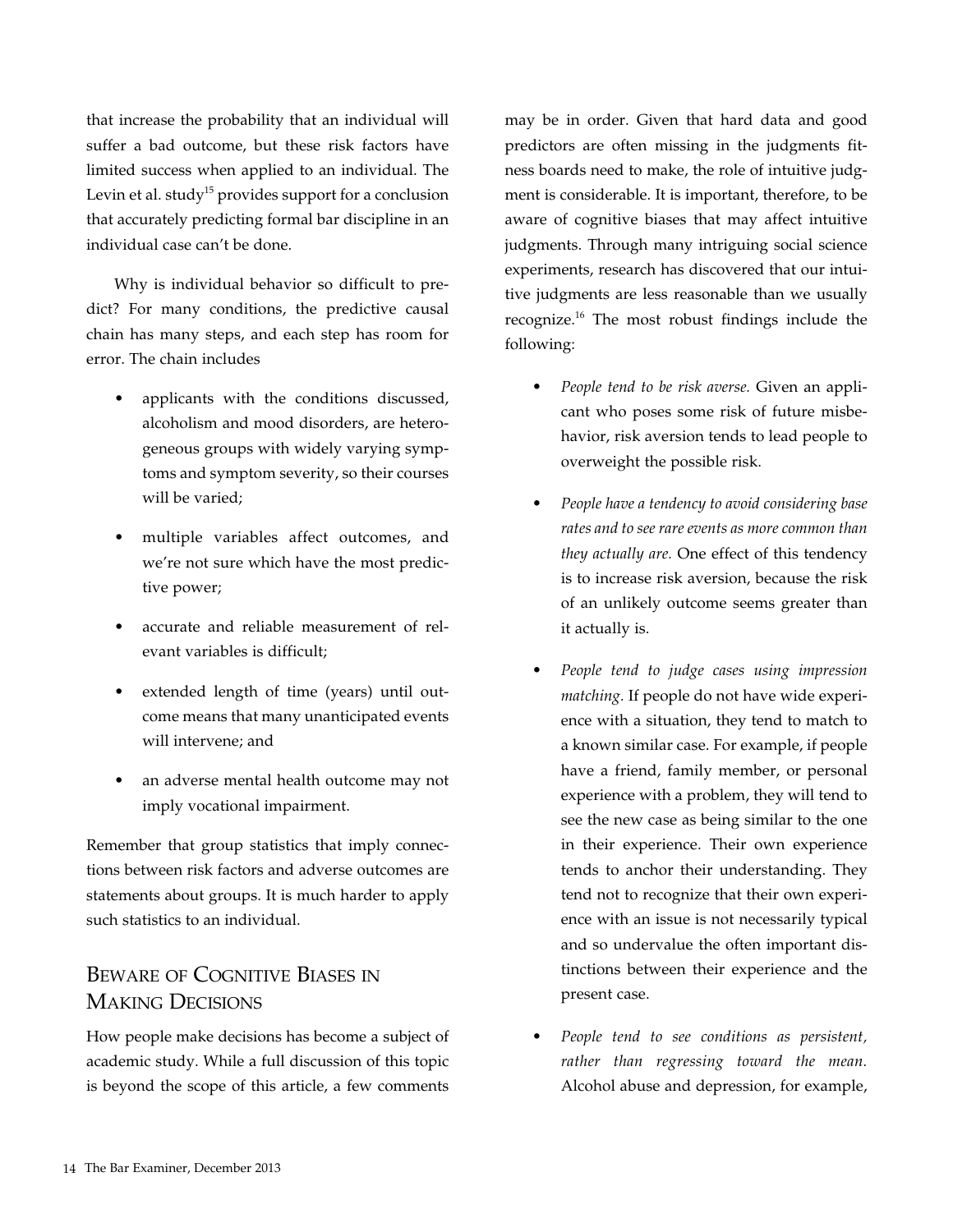that increase the probability that an individual will suffer a bad outcome, but these risk factors have limited success when applied to an individual. The Levin et al. study[15] provides support for a conclusion that accurately predicting formal bar discipline in an individual case can't be done.

Why is individual behavior so difficult to predict? For many conditions, the predictive causal chain has many steps, and each step has room for error. The chain includes

- applicants with the conditions discussed, alcoholism and mood disorders, are heterogeneous groups with widely varying symptoms and symptom severity, so their courses will be varied;
- multiple variables affect outcomes, and we're not sure which have the most predictive power;
- accurate and reliable measurement of relevant variables is difficult;
- extended length of time (years) until outcome means that many unanticipated events will intervene; and
- an adverse mental health outcome may not imply vocational impairment.

Remember that group statistics that imply connections between risk factors and adverse outcomes are statements about groups. It is much harder to apply such statistics to an individual.

## Beware of Cognitive Biases in Making Decisions

How people make decisions has become a subject of academic study. While a full discussion of this topic is beyond the scope of this article, a few comments may be in order. Given that hard data and good predictors are often missing in the judgments fitness boards need to make, the role of intuitive judgment is considerable. It is important, therefore, to be aware of cognitive biases that may affect intuitive judgments. Through many intriguing social science experiments, research has discovered that our intuitive judgments are less reasonable than we usually recognize.[16] The most robust findings include the following:

- *People tend to be risk averse.* Given an applicant who poses some risk of future misbehavior, risk aversion tends to lead people to overweight the possible risk.
- *People have a tendency to avoid considering base rates and to see rare events as more common than they actually are.* One effect of this tendency is to increase risk aversion, because the risk of an unlikely outcome seems greater than it actually is.
- *People tend to judge cases using impression matching.* If people do not have wide experience with a situation, they tend to match to a known similar case. For example, if people have a friend, family member, or personal experience with a problem, they will tend to see the new case as being similar to the one in their experience. Their own experience tends to anchor their understanding. They tend not to recognize that their own experience with an issue is not necessarily typical and so undervalue the often important distinctions between their experience and the present case.
- *People tend to see conditions as persistent, rather than regressing toward the mean.* Alcohol abuse and depression, for example,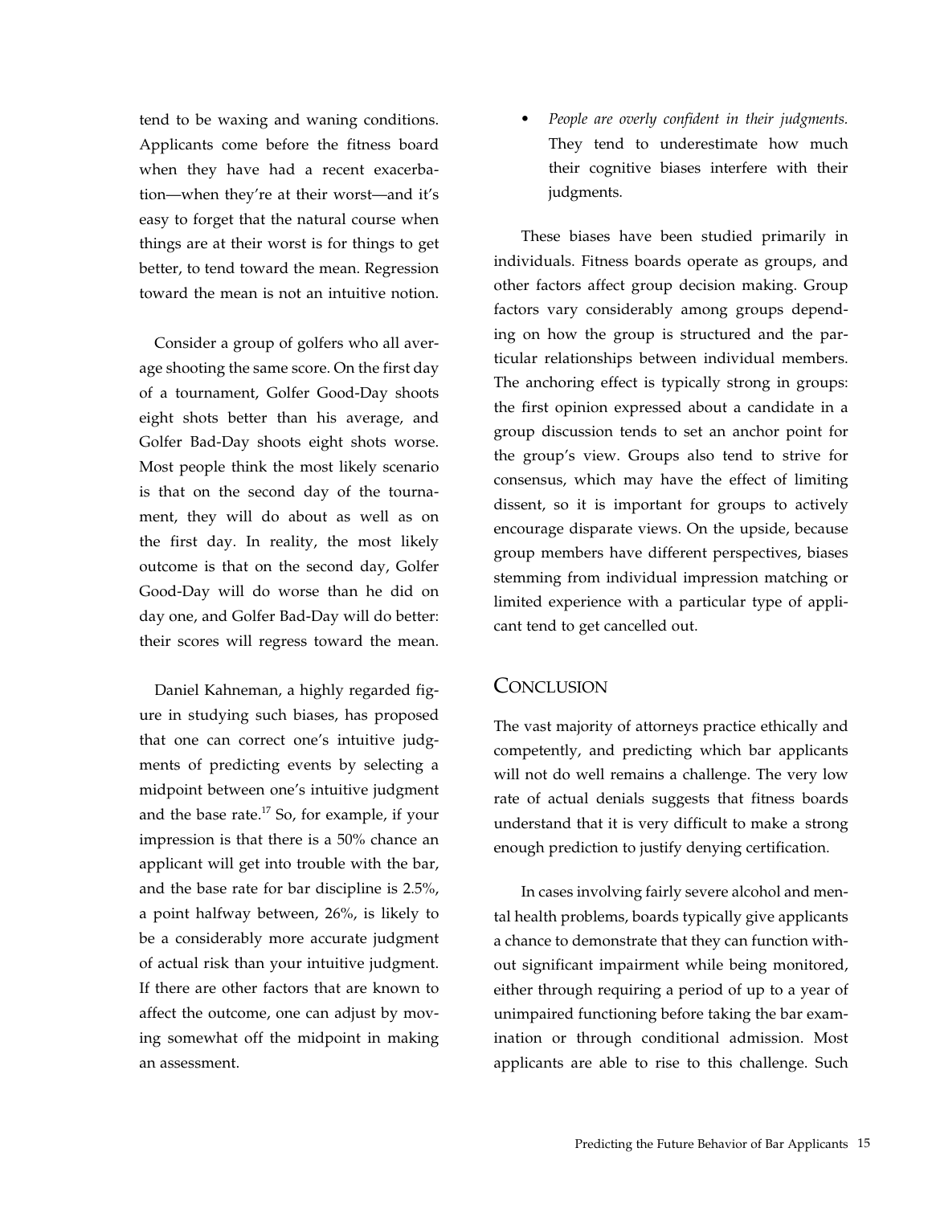tend to be waxing and waning conditions. Applicants come before the fitness board when they have had a recent exacerbation—when they're at their worst—and it's easy to forget that the natural course when things are at their worst is for things to get better, to tend toward the mean. Regression toward the mean is not an intuitive notion.

Consider a group of golfers who all average shooting the same score. On the first day of a tournament, Golfer Good-Day shoots eight shots better than his average, and Golfer Bad-Day shoots eight shots worse. Most people think the most likely scenario is that on the second day of the tournament, they will do about as well as on the first day. In reality, the most likely outcome is that on the second day, Golfer Good-Day will do worse than he did on day one, and Golfer Bad-Day will do better: their scores will regress toward the mean.

Daniel Kahneman, a highly regarded figure in studying such biases, has proposed that one can correct one's intuitive judgments of predicting events by selecting a midpoint between one's intuitive judgment and the base rate.[17] So, for example, if your impression is that there is a 50% chance an applicant will get into trouble with the bar, and the base rate for bar discipline is 2.5%, a point halfway between, 26%, is likely to be a considerably more accurate judgment of actual risk than your intuitive judgment. If there are other factors that are known to affect the outcome, one can adjust by moving somewhat off the midpoint in making an assessment.

- *People are overly confident in their judgments.* They tend to underestimate how much their cognitive biases interfere with their judgments.

These biases have been studied primarily in individuals. Fitness boards operate as groups, and other factors affect group decision making. Group factors vary considerably among groups depending on how the group is structured and the particular relationships between individual members. The anchoring effect is typically strong in groups: the first opinion expressed about a candidate in a group discussion tends to set an anchor point for the group's view. Groups also tend to strive for consensus, which may have the effect of limiting dissent, so it is important for groups to actively encourage disparate views. On the upside, because group members have different perspectives, biases stemming from individual impression matching or limited experience with a particular type of applicant tend to get cancelled out.

## Conclusion

The vast majority of attorneys practice ethically and competently, and predicting which bar applicants will not do well remains a challenge. The very low rate of actual denials suggests that fitness boards understand that it is very difficult to make a strong enough prediction to justify denying certification.

In cases involving fairly severe alcohol and mental health problems, boards typically give applicants a chance to demonstrate that they can function without significant impairment while being monitored, either through requiring a period of up to a year of unimpaired functioning before taking the bar examination or through conditional admission. Most applicants are able to rise to this challenge. Such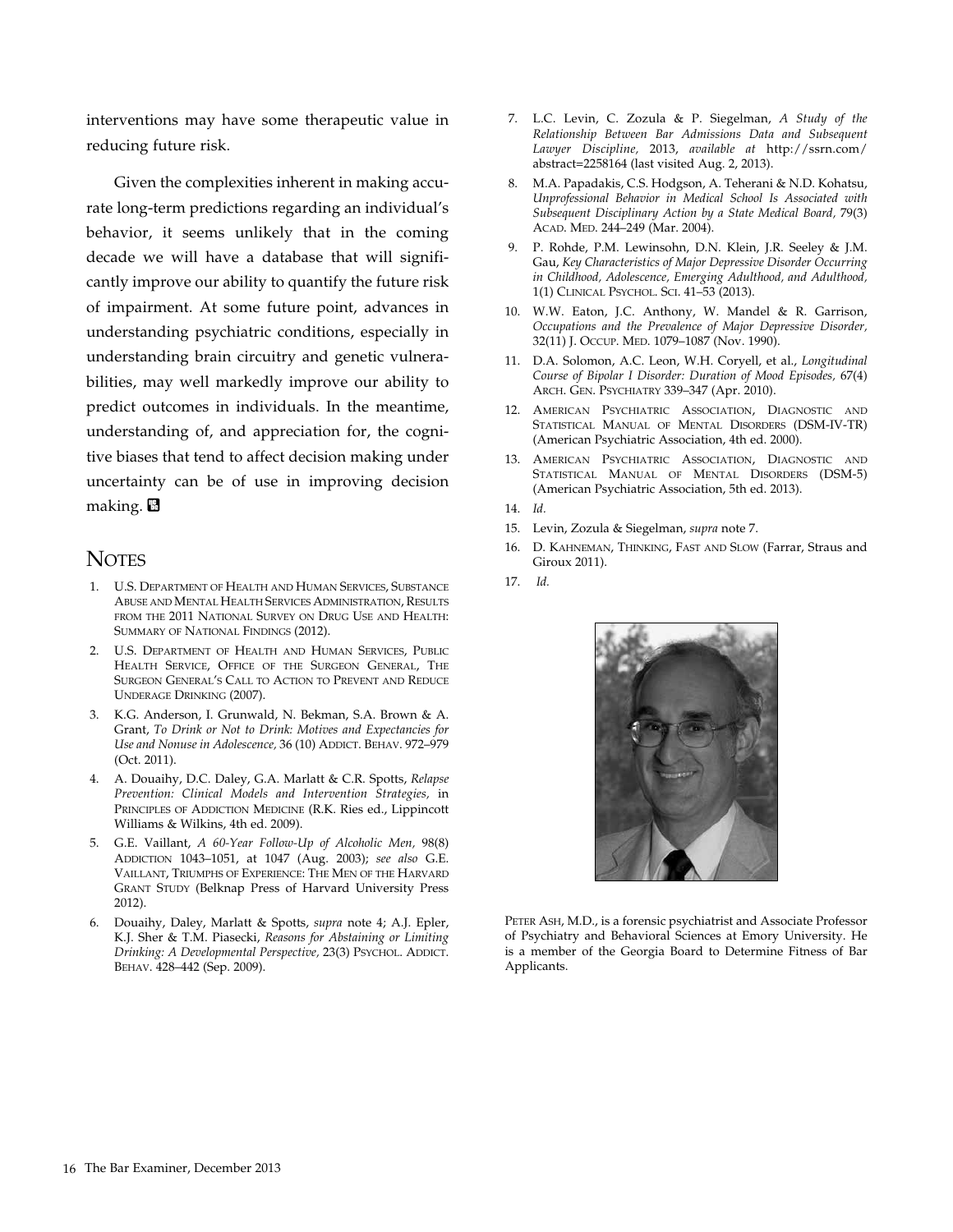interventions may have some therapeutic value in reducing future risk.

Given the complexities inherent in making accurate long-term predictions regarding an individual's behavior, it seems unlikely that in the coming decade we will have a database that will significantly improve our ability to quantify the future risk of impairment. At some future point, advances in understanding psychiatric conditions, especially in understanding brain circuitry and genetic vulnerabilities, may well markedly improve our ability to predict outcomes in individuals. In the meantime, understanding of, and appreciation for, the cognitive biases that tend to affect decision making under uncertainty can be of use in improving decision making.

## Notes

1. U.S. Department of Health and Human Services, Substance Abuse and Mental Health Services Administration, Results from the 2011 National Survey on Drug Use and Health: Summary of National Findings (2012).
2. U.S. Department of Health and Human Services, Public Health Service, Office of the Surgeon General, The Surgeon General's Call to Action to Prevent and Reduce Underage Drinking (2007).
3. K.G. Anderson, I. Grunwald, N. Bekman, S.A. Brown & A. Grant, *To Drink or Not to Drink: Motives and Expectancies for Use and Nonuse in Adolescence,* 36 (10) Addict. Behav. 972–979 (Oct. 2011).
4. A. Douaihy, D.C. Daley, G.A. Marlatt & C.R. Spotts, *Relapse Prevention: Clinical Models and Intervention Strategies,* in Principles of Addiction Medicine (R.K. Ries ed., Lippincott Williams & Wilkins, 4th ed. 2009).
5. G.E. Vaillant, *A 60-Year Follow-Up of Alcoholic Men,* 98(8) Addiction 1043–1051, at 1047 (Aug. 2003); *see also* G.E. Vaillant, Triumphs of Experience: The Men of the Harvard Grant Study (Belknap Press of Harvard University Press 2012).
6. Douaihy, Daley, Marlatt & Spotts, *supra* note 4; A.J. Epler, K.J. Sher & T.M. Piasecki, *Reasons for Abstaining or Limiting Drinking: A Developmental Perspective,* 23(3) Psychol. Addict. Behav. 428–442 (Sep. 2009).
7. L.C. Levin, C. Zozula & P. Siegelman, *A Study of the Relationship Between Bar Admissions Data and Subsequent Lawyer Discipline,* 2013, *available at* http://ssrn.com/abstract=2258164 (last visited Aug. 2, 2013).
8. M.A. Papadakis, C.S. Hodgson, A. Teherani & N.D. Kohatsu, *Unprofessional Behavior in Medical School Is Associated with Subsequent Disciplinary Action by a State Medical Board,* 79(3) Acad. Med. 244–249 (Mar. 2004).
9. P. Rohde, P.M. Lewinsohn, D.N. Klein, J.R. Seeley & J.M. Gau, *Key Characteristics of Major Depressive Disorder Occurring in Childhood, Adolescence, Emerging Adulthood, and Adulthood,* 1(1) Clinical Psychol. Sci. 41–53 (2013).
10. W.W. Eaton, J.C. Anthony, W. Mandel & R. Garrison, *Occupations and the Prevalence of Major Depressive Disorder,* 32(11) J. Occup. Med. 1079–1087 (Nov. 1990).
11. D.A. Solomon, A.C. Leon, W.H. Coryell, et al., *Longitudinal Course of Bipolar I Disorder: Duration of Mood Episodes,* 67(4) Arch. Gen. Psychiatry 339–347 (Apr. 2010).
12. American Psychiatric Association, Diagnostic and Statistical Manual of Mental Disorders (DSM-IV-TR) (American Psychiatric Association, 4th ed. 2000).
13. American Psychiatric Association, Diagnostic and Statistical Manual of Mental Disorders (DSM-5) (American Psychiatric Association, 5th ed. 2013).
14. *Id.*
15. Levin, Zozula & Siegelman, *supra* note 7.
16. D. Kahneman, Thinking, Fast and Slow (Farrar, Straus and Giroux 2011).
17. *Id.*

Peter Ash, M.D., is a forensic psychiatrist and Associate Professor of Psychiatry and Behavioral Sciences at Emory University. He is a member of the Georgia Board to Determine Fitness of Bar Applicants.